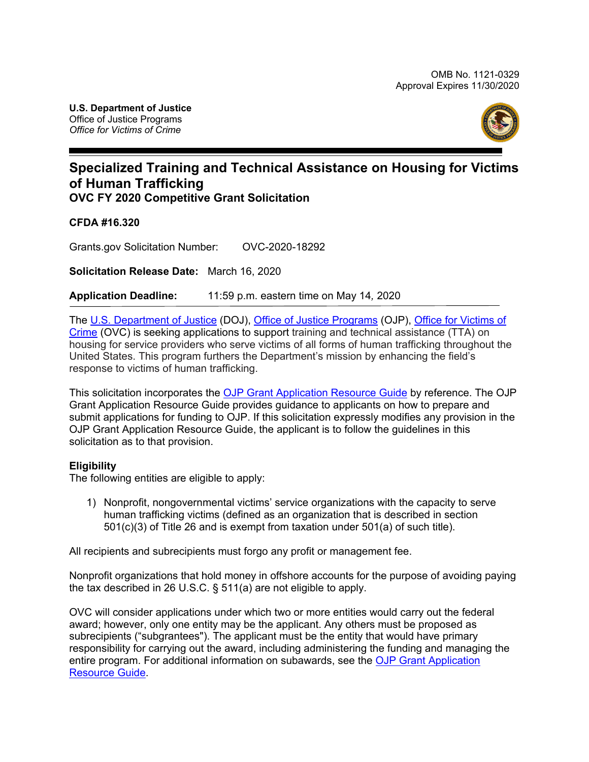OMB No. 1121-0329
Approval Expires 11/30/2020

**U.S. Department of Justice**
Office of Justice Programs
*Office for Victims of Crime*

# Specialized Training and Technical Assistance on Housing for Victims of Human Trafficking

## OVC FY 2020 Competitive Grant Solicitation

**CFDA #16.320**

Grants.gov Solicitation Number: OVC-2020-18292

**Solicitation Release Date:** March 16, 2020

**Application Deadline:** 11:59 p.m. eastern time on May 14*,* 2020

The U.S. Department of Justice (DOJ), Office of Justice Programs (OJP), Office for Victims of Crime (OVC) is seeking applications to support training and technical assistance (TTA) on housing for service providers who serve victims of all forms of human trafficking throughout the United States. This program furthers the Department's mission by enhancing the field's response to victims of human trafficking.

This solicitation incorporates the OJP Grant Application Resource Guide by reference. The OJP Grant Application Resource Guide provides guidance to applicants on how to prepare and submit applications for funding to OJP. If this solicitation expressly modifies any provision in the OJP Grant Application Resource Guide, the applicant is to follow the guidelines in this solicitation as to that provision.

**Eligibility**
The following entities are eligible to apply:

1) Nonprofit, nongovernmental victims' service organizations with the capacity to serve human trafficking victims (defined as an organization that is described in section 501(c)(3) of Title 26 and is exempt from taxation under 501(a) of such title).

All recipients and subrecipients must forgo any profit or management fee.

Nonprofit organizations that hold money in offshore accounts for the purpose of avoiding paying the tax described in 26 U.S.C. § 511(a) are not eligible to apply.

OVC will consider applications under which two or more entities would carry out the federal award; however, only one entity may be the applicant. Any others must be proposed as subrecipients ("subgrantees"). The applicant must be the entity that would have primary responsibility for carrying out the award, including administering the funding and managing the entire program. For additional information on subawards, see the OJP Grant Application Resource Guide.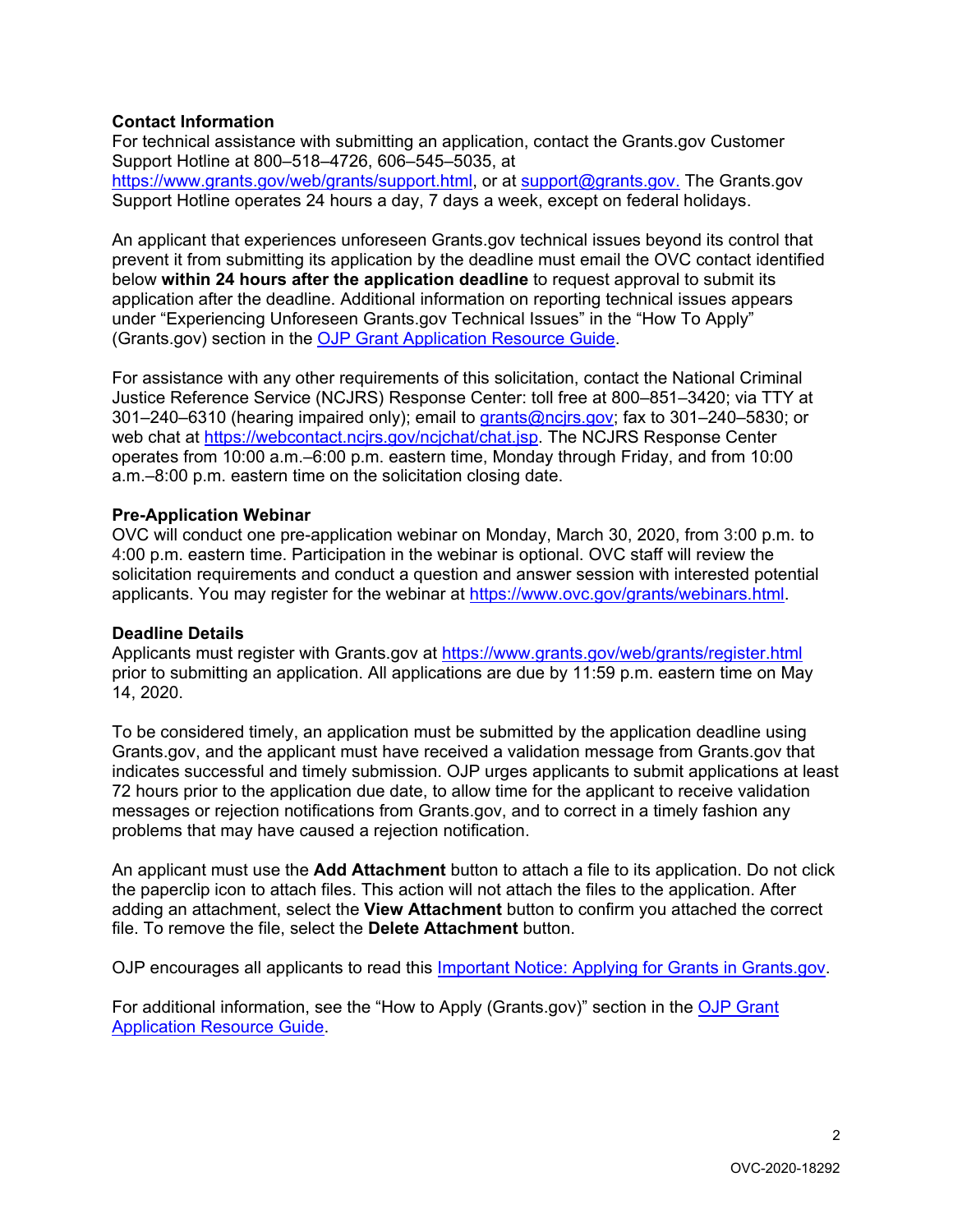**Contact Information**
For technical assistance with submitting an application, contact the Grants.gov Customer Support Hotline at 800–518–4726, 606–545–5035, at https://www.grants.gov/web/grants/support.html, or at support@grants.gov. The Grants.gov Support Hotline operates 24 hours a day, 7 days a week, except on federal holidays.

An applicant that experiences unforeseen Grants.gov technical issues beyond its control that prevent it from submitting its application by the deadline must email the OVC contact identified below **within 24 hours after the application deadline** to request approval to submit its application after the deadline. Additional information on reporting technical issues appears under "Experiencing Unforeseen Grants.gov Technical Issues" in the "How To Apply" (Grants.gov) section in the OJP Grant Application Resource Guide.

For assistance with any other requirements of this solicitation, contact the National Criminal Justice Reference Service (NCJRS) Response Center: toll free at 800–851–3420; via TTY at 301–240–6310 (hearing impaired only); email to grants@ncjrs.gov; fax to 301–240–5830; or web chat at https://webcontact.ncjrs.gov/ncjchat/chat.jsp. The NCJRS Response Center operates from 10:00 a.m.–6:00 p.m. eastern time, Monday through Friday, and from 10:00 a.m.–8:00 p.m. eastern time on the solicitation closing date.

**Pre-Application Webinar**
OVC will conduct one pre-application webinar on Monday, March 30, 2020, from 3:00 p.m. to 4:00 p.m. eastern time. Participation in the webinar is optional. OVC staff will review the solicitation requirements and conduct a question and answer session with interested potential applicants. You may register for the webinar at https://www.ovc.gov/grants/webinars.html.

**Deadline Details**
Applicants must register with Grants.gov at https://www.grants.gov/web/grants/register.html prior to submitting an application. All applications are due by 11:59 p.m. eastern time on May 14, 2020.

To be considered timely, an application must be submitted by the application deadline using Grants.gov, and the applicant must have received a validation message from Grants.gov that indicates successful and timely submission. OJP urges applicants to submit applications at least 72 hours prior to the application due date, to allow time for the applicant to receive validation messages or rejection notifications from Grants.gov, and to correct in a timely fashion any problems that may have caused a rejection notification.

An applicant must use the **Add Attachment** button to attach a file to its application. Do not click the paperclip icon to attach files. This action will not attach the files to the application. After adding an attachment, select the **View Attachment** button to confirm you attached the correct file. To remove the file, select the **Delete Attachment** button.

OJP encourages all applicants to read this Important Notice: Applying for Grants in Grants.gov.

For additional information, see the "How to Apply (Grants.gov)" section in the OJP Grant Application Resource Guide.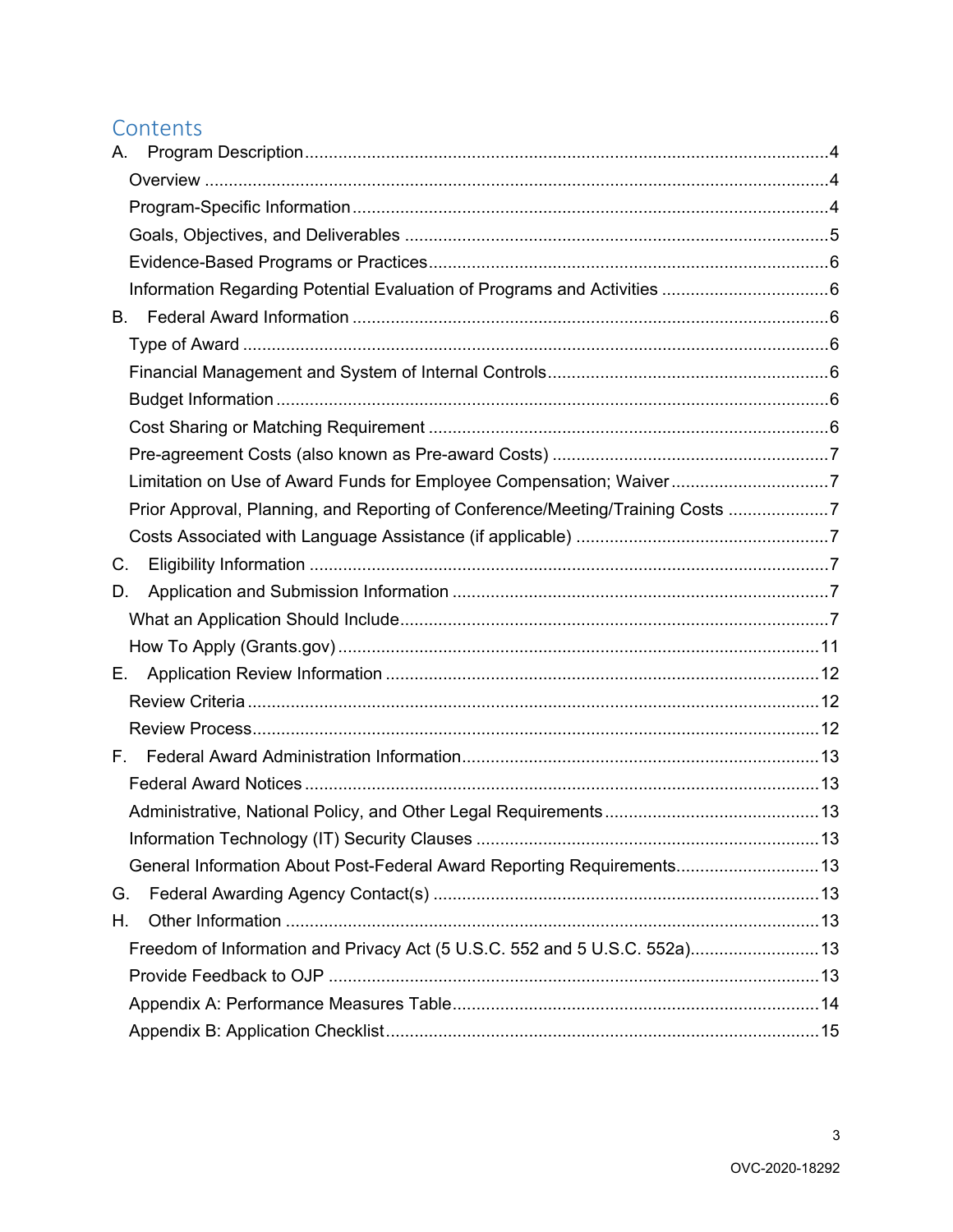# Contents

A. Program Description ........ 4
- Overview ........ 4
- Program-Specific Information ........ 4
- Goals, Objectives, and Deliverables ........ 5
- Evidence-Based Programs or Practices ........ 6
- Information Regarding Potential Evaluation of Programs and Activities ........ 6

B. Federal Award Information ........ 6
- Type of Award ........ 6
- Financial Management and System of Internal Controls ........ 6
- Budget Information ........ 6
- Cost Sharing or Matching Requirement ........ 6
- Pre-agreement Costs (also known as Pre-award Costs) ........ 7
- Limitation on Use of Award Funds for Employee Compensation; Waiver ........ 7
- Prior Approval, Planning, and Reporting of Conference/Meeting/Training Costs ........ 7
- Costs Associated with Language Assistance (if applicable) ........ 7

C. Eligibility Information ........ 7

D. Application and Submission Information ........ 7
- What an Application Should Include ........ 7
- How To Apply (Grants.gov) ........ 11

E. Application Review Information ........ 12
- Review Criteria ........ 12
- Review Process ........ 12

F. Federal Award Administration Information ........ 13
- Federal Award Notices ........ 13
- Administrative, National Policy, and Other Legal Requirements ........ 13
- Information Technology (IT) Security Clauses ........ 13
- General Information About Post-Federal Award Reporting Requirements ........ 13

G. Federal Awarding Agency Contact(s) ........ 13

H. Other Information ........ 13
- Freedom of Information and Privacy Act (5 U.S.C. 552 and 5 U.S.C. 552a) ........ 13
- Provide Feedback to OJP ........ 13
- Appendix A: Performance Measures Table ........ 14
- Appendix B: Application Checklist ........ 15

OVC-2020-18292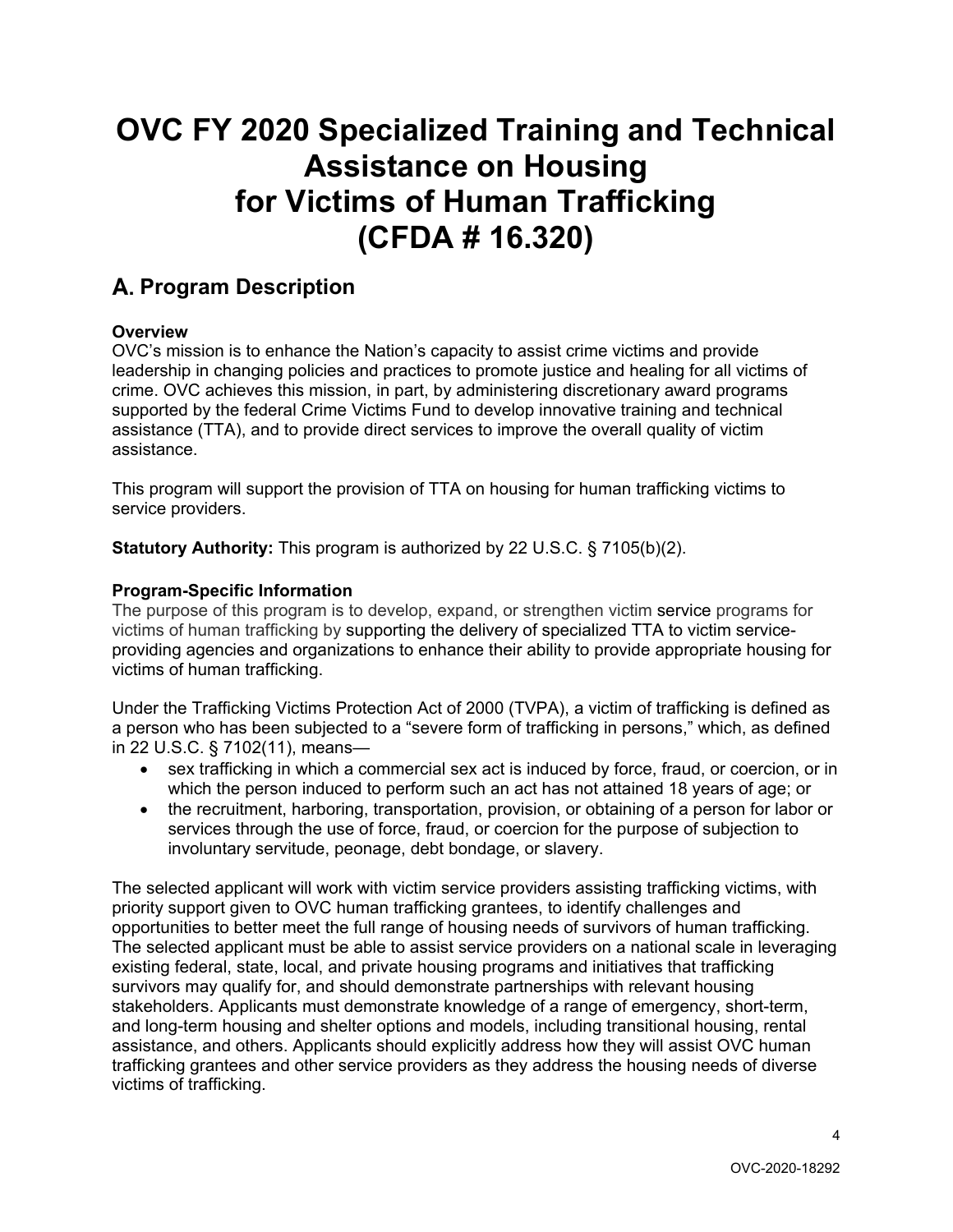# OVC FY 2020 Specialized Training and Technical Assistance on Housing for Victims of Human Trafficking (CFDA # 16.320)

## A. Program Description

**Overview**

OVC's mission is to enhance the Nation's capacity to assist crime victims and provide leadership in changing policies and practices to promote justice and healing for all victims of crime. OVC achieves this mission, in part, by administering discretionary award programs supported by the federal Crime Victims Fund to develop innovative training and technical assistance (TTA), and to provide direct services to improve the overall quality of victim assistance.

This program will support the provision of TTA on housing for human trafficking victims to service providers.

**Statutory Authority:** This program is authorized by 22 U.S.C. § 7105(b)(2).

**Program-Specific Information**

The purpose of this program is to develop, expand, or strengthen victim service programs for victims of human trafficking by supporting the delivery of specialized TTA to victim service-providing agencies and organizations to enhance their ability to provide appropriate housing for victims of human trafficking.

Under the Trafficking Victims Protection Act of 2000 (TVPA), a victim of trafficking is defined as a person who has been subjected to a "severe form of trafficking in persons," which, as defined in 22 U.S.C. § 7102(11), means—

- sex trafficking in which a commercial sex act is induced by force, fraud, or coercion, or in which the person induced to perform such an act has not attained 18 years of age; or
- the recruitment, harboring, transportation, provision, or obtaining of a person for labor or services through the use of force, fraud, or coercion for the purpose of subjection to involuntary servitude, peonage, debt bondage, or slavery.

The selected applicant will work with victim service providers assisting trafficking victims, with priority support given to OVC human trafficking grantees, to identify challenges and opportunities to better meet the full range of housing needs of survivors of human trafficking. The selected applicant must be able to assist service providers on a national scale in leveraging existing federal, state, local, and private housing programs and initiatives that trafficking survivors may qualify for, and should demonstrate partnerships with relevant housing stakeholders. Applicants must demonstrate knowledge of a range of emergency, short-term, and long-term housing and shelter options and models, including transitional housing, rental assistance, and others. Applicants should explicitly address how they will assist OVC human trafficking grantees and other service providers as they address the housing needs of diverse victims of trafficking.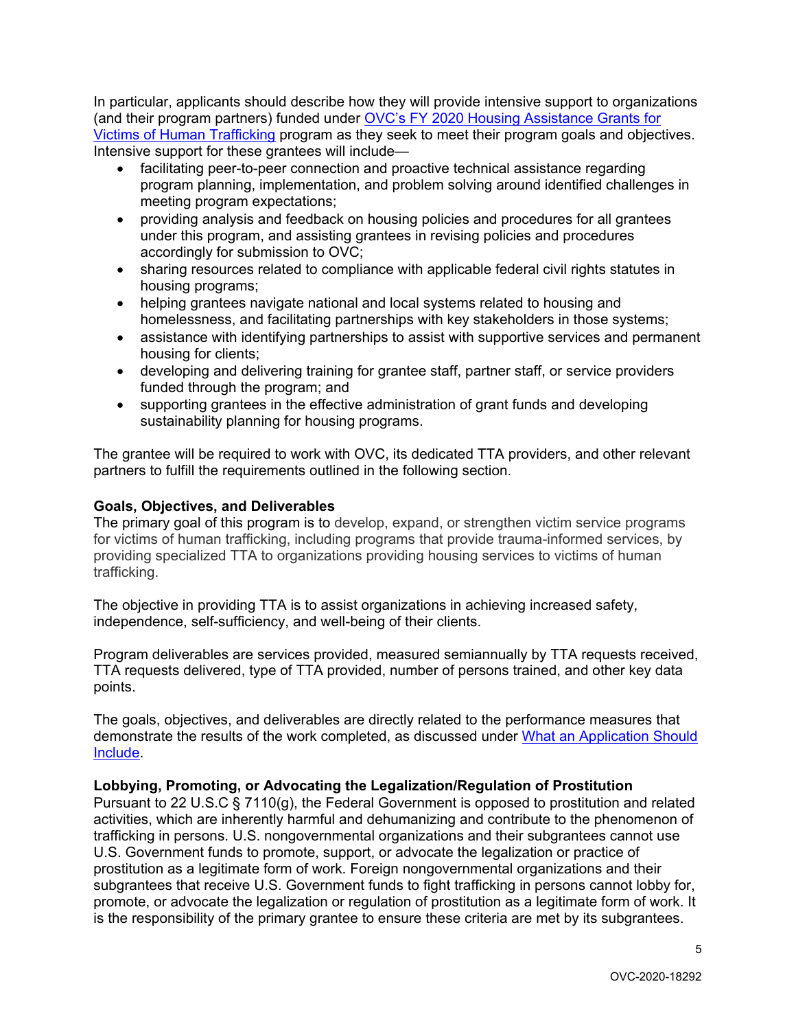In particular, applicants should describe how they will provide intensive support to organizations (and their program partners) funded under OVC's FY 2020 Housing Assistance Grants for Victims of Human Trafficking program as they seek to meet their program goals and objectives. Intensive support for these grantees will include—

- facilitating peer-to-peer connection and proactive technical assistance regarding program planning, implementation, and problem solving around identified challenges in meeting program expectations;
- providing analysis and feedback on housing policies and procedures for all grantees under this program, and assisting grantees in revising policies and procedures accordingly for submission to OVC;
- sharing resources related to compliance with applicable federal civil rights statutes in housing programs;
- helping grantees navigate national and local systems related to housing and homelessness, and facilitating partnerships with key stakeholders in those systems;
- assistance with identifying partnerships to assist with supportive services and permanent housing for clients;
- developing and delivering training for grantee staff, partner staff, or service providers funded through the program; and
- supporting grantees in the effective administration of grant funds and developing sustainability planning for housing programs.

The grantee will be required to work with OVC, its dedicated TTA providers, and other relevant partners to fulfill the requirements outlined in the following section.

**Goals, Objectives, and Deliverables**
The primary goal of this program is to develop, expand, or strengthen victim service programs for victims of human trafficking, including programs that provide trauma-informed services, by providing specialized TTA to organizations providing housing services to victims of human trafficking.

The objective in providing TTA is to assist organizations in achieving increased safety, independence, self-sufficiency, and well-being of their clients.

Program deliverables are services provided, measured semiannually by TTA requests received, TTA requests delivered, type of TTA provided, number of persons trained, and other key data points.

The goals, objectives, and deliverables are directly related to the performance measures that demonstrate the results of the work completed, as discussed under What an Application Should Include.

**Lobbying, Promoting, or Advocating the Legalization/Regulation of Prostitution**
Pursuant to 22 U.S.C § 7110(g), the Federal Government is opposed to prostitution and related activities, which are inherently harmful and dehumanizing and contribute to the phenomenon of trafficking in persons. U.S. nongovernmental organizations and their subgrantees cannot use U.S. Government funds to promote, support, or advocate the legalization or practice of prostitution as a legitimate form of work. Foreign nongovernmental organizations and their subgrantees that receive U.S. Government funds to fight trafficking in persons cannot lobby for, promote, or advocate the legalization or regulation of prostitution as a legitimate form of work. It is the responsibility of the primary grantee to ensure these criteria are met by its subgrantees.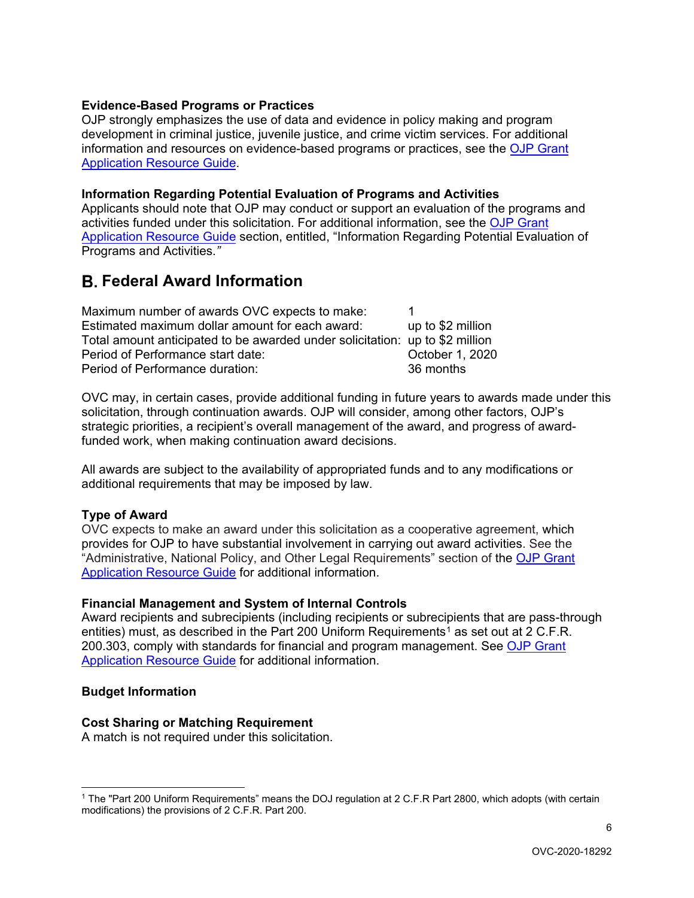### Evidence-Based Programs or Practices

OJP strongly emphasizes the use of data and evidence in policy making and program development in criminal justice, juvenile justice, and crime victim services. For additional information and resources on evidence-based programs or practices, see the OJP Grant Application Resource Guide.

### Information Regarding Potential Evaluation of Programs and Activities

Applicants should note that OJP may conduct or support an evaluation of the programs and activities funded under this solicitation. For additional information, see the OJP Grant Application Resource Guide section, entitled, "Information Regarding Potential Evaluation of Programs and Activities."

## B. Federal Award Information

| | |
|---|---|
| Maximum number of awards OVC expects to make: | 1 |
| Estimated maximum dollar amount for each award: | up to $2 million |
| Total amount anticipated to be awarded under solicitation: | up to $2 million |
| Period of Performance start date: | October 1, 2020 |
| Period of Performance duration: | 36 months |

OVC may, in certain cases, provide additional funding in future years to awards made under this solicitation, through continuation awards. OJP will consider, among other factors, OJP's strategic priorities, a recipient's overall management of the award, and progress of award-funded work, when making continuation award decisions.

All awards are subject to the availability of appropriated funds and to any modifications or additional requirements that may be imposed by law.

### Type of Award

OVC expects to make an award under this solicitation as a cooperative agreement, which provides for OJP to have substantial involvement in carrying out award activities. See the "Administrative, National Policy, and Other Legal Requirements" section of the OJP Grant Application Resource Guide for additional information.

### Financial Management and System of Internal Controls

Award recipients and subrecipients (including recipients or subrecipients that are pass-through entities) must, as described in the Part 200 Uniform Requirements[1] as set out at 2 C.F.R. 200.303, comply with standards for financial and program management. See OJP Grant Application Resource Guide for additional information.

### Budget Information

### Cost Sharing or Matching Requirement

A match is not required under this solicitation.

---

[1] The "Part 200 Uniform Requirements" means the DOJ regulation at 2 C.F.R Part 2800, which adopts (with certain modifications) the provisions of 2 C.F.R. Part 200.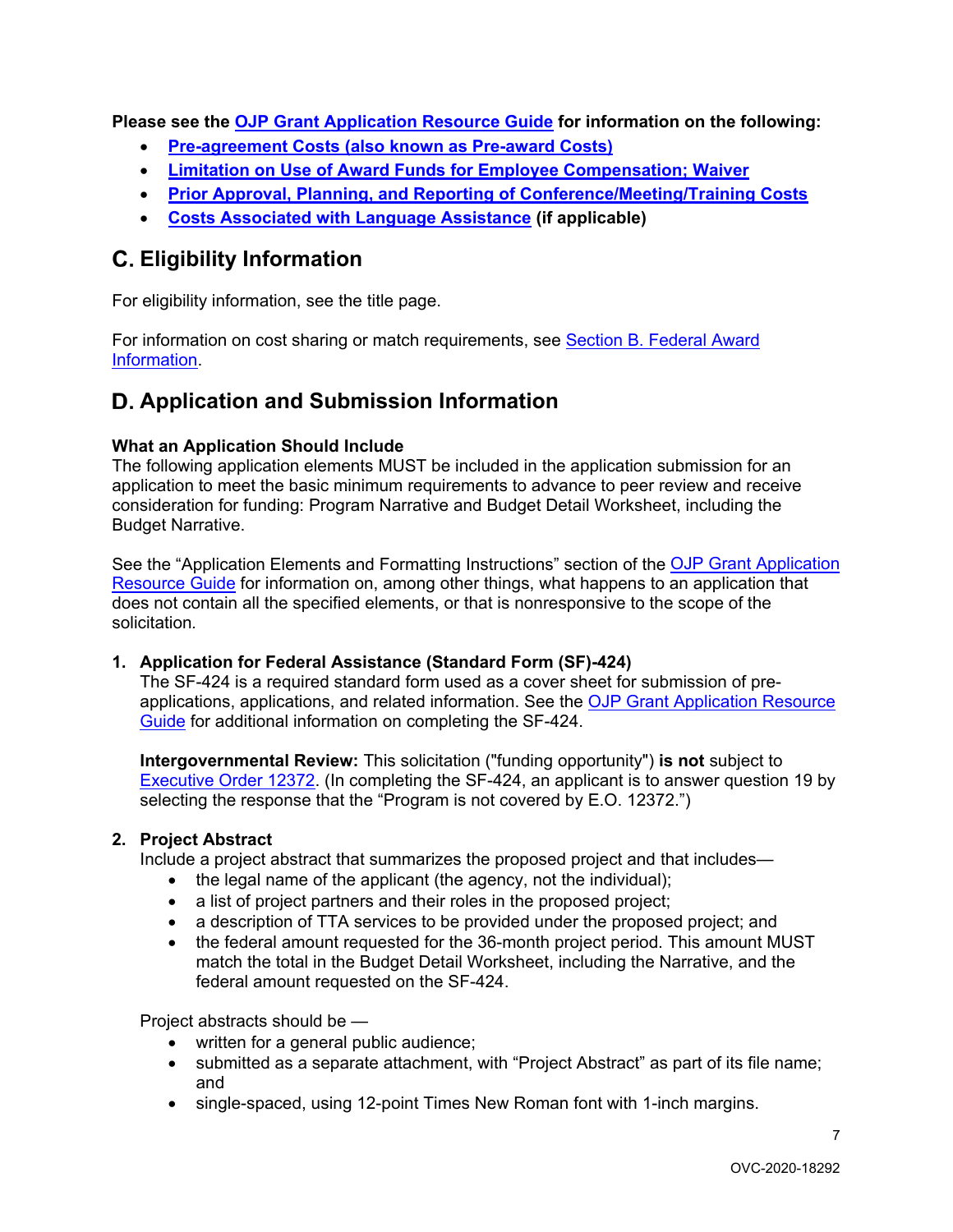**Please see the OJP Grant Application Resource Guide for information on the following:**

- **Pre-agreement Costs (also known as Pre-award Costs)**
- **Limitation on Use of Award Funds for Employee Compensation; Waiver**
- **Prior Approval, Planning, and Reporting of Conference/Meeting/Training Costs**
- **Costs Associated with Language Assistance (if applicable)**

## C. Eligibility Information

For eligibility information, see the title page.

For information on cost sharing or match requirements, see Section B. Federal Award Information.

## D. Application and Submission Information

### What an Application Should Include

The following application elements MUST be included in the application submission for an application to meet the basic minimum requirements to advance to peer review and receive consideration for funding: Program Narrative and Budget Detail Worksheet, including the Budget Narrative.

See the "Application Elements and Formatting Instructions" section of the OJP Grant Application Resource Guide for information on, among other things, what happens to an application that does not contain all the specified elements, or that is nonresponsive to the scope of the solicitation.

1. **Application for Federal Assistance (Standard Form (SF)-424)**
   The SF-424 is a required standard form used as a cover sheet for submission of pre-applications, applications, and related information. See the OJP Grant Application Resource Guide for additional information on completing the SF-424.

   **Intergovernmental Review:** This solicitation ("funding opportunity") **is not** subject to Executive Order 12372. (In completing the SF-424, an applicant is to answer question 19 by selecting the response that the "Program is not covered by E.O. 12372.")

2. **Project Abstract**
   Include a project abstract that summarizes the proposed project and that includes—
   - the legal name of the applicant (the agency, not the individual);
   - a list of project partners and their roles in the proposed project;
   - a description of TTA services to be provided under the proposed project; and
   - the federal amount requested for the 36-month project period. This amount MUST match the total in the Budget Detail Worksheet, including the Narrative, and the federal amount requested on the SF-424.

   Project abstracts should be —
   - written for a general public audience;
   - submitted as a separate attachment, with "Project Abstract" as part of its file name; and
   - single-spaced, using 12-point Times New Roman font with 1-inch margins.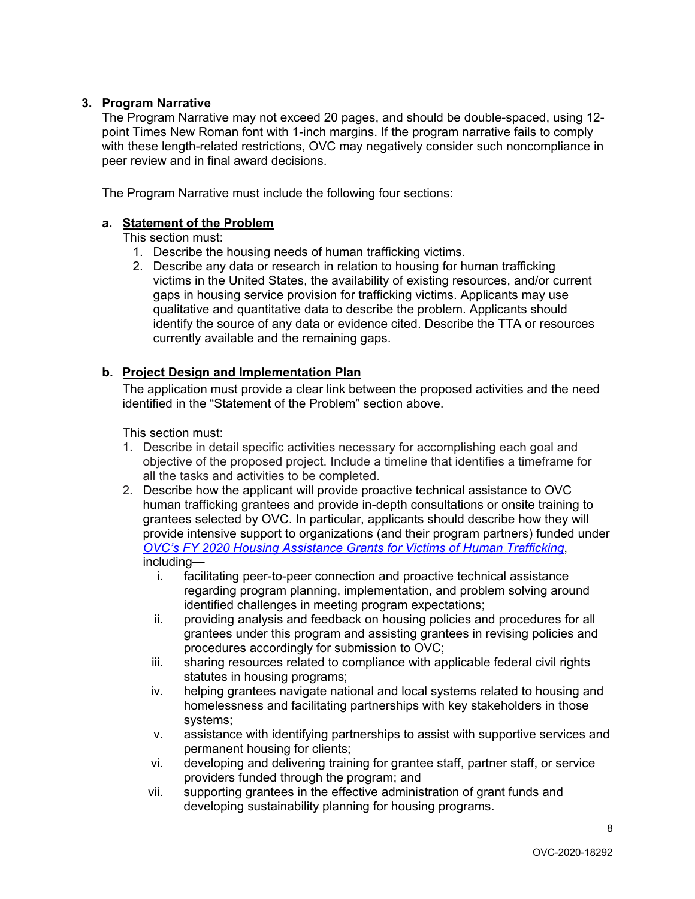### 3. Program Narrative

The Program Narrative may not exceed 20 pages, and should be double-spaced, using 12-point Times New Roman font with 1-inch margins. If the program narrative fails to comply with these length-related restrictions, OVC may negatively consider such noncompliance in peer review and in final award decisions.

The Program Narrative must include the following four sections:

#### a. Statement of the Problem

This section must:

1. Describe the housing needs of human trafficking victims.
2. Describe any data or research in relation to housing for human trafficking victims in the United States, the availability of existing resources, and/or current gaps in housing service provision for trafficking victims. Applicants may use qualitative and quantitative data to describe the problem. Applicants should identify the source of any data or evidence cited. Describe the TTA or resources currently available and the remaining gaps.

#### b. Project Design and Implementation Plan

The application must provide a clear link between the proposed activities and the need identified in the "Statement of the Problem" section above.

This section must:

1. Describe in detail specific activities necessary for accomplishing each goal and objective of the proposed project. Include a timeline that identifies a timeframe for all the tasks and activities to be completed.
2. Describe how the applicant will provide proactive technical assistance to OVC human trafficking grantees and provide in-depth consultations or onsite training to grantees selected by OVC. In particular, applicants should describe how they will provide intensive support to organizations (and their program partners) funded under *OVC's FY 2020 Housing Assistance Grants for Victims of Human Trafficking*, including—
   1. facilitating peer-to-peer connection and proactive technical assistance regarding program planning, implementation, and problem solving around identified challenges in meeting program expectations;
   2. providing analysis and feedback on housing policies and procedures for all grantees under this program and assisting grantees in revising policies and procedures accordingly for submission to OVC;
   3. sharing resources related to compliance with applicable federal civil rights statutes in housing programs;
   4. helping grantees navigate national and local systems related to housing and homelessness and facilitating partnerships with key stakeholders in those systems;
   5. assistance with identifying partnerships to assist with supportive services and permanent housing for clients;
   6. developing and delivering training for grantee staff, partner staff, or service providers funded through the program; and
   7. supporting grantees in the effective administration of grant funds and developing sustainability planning for housing programs.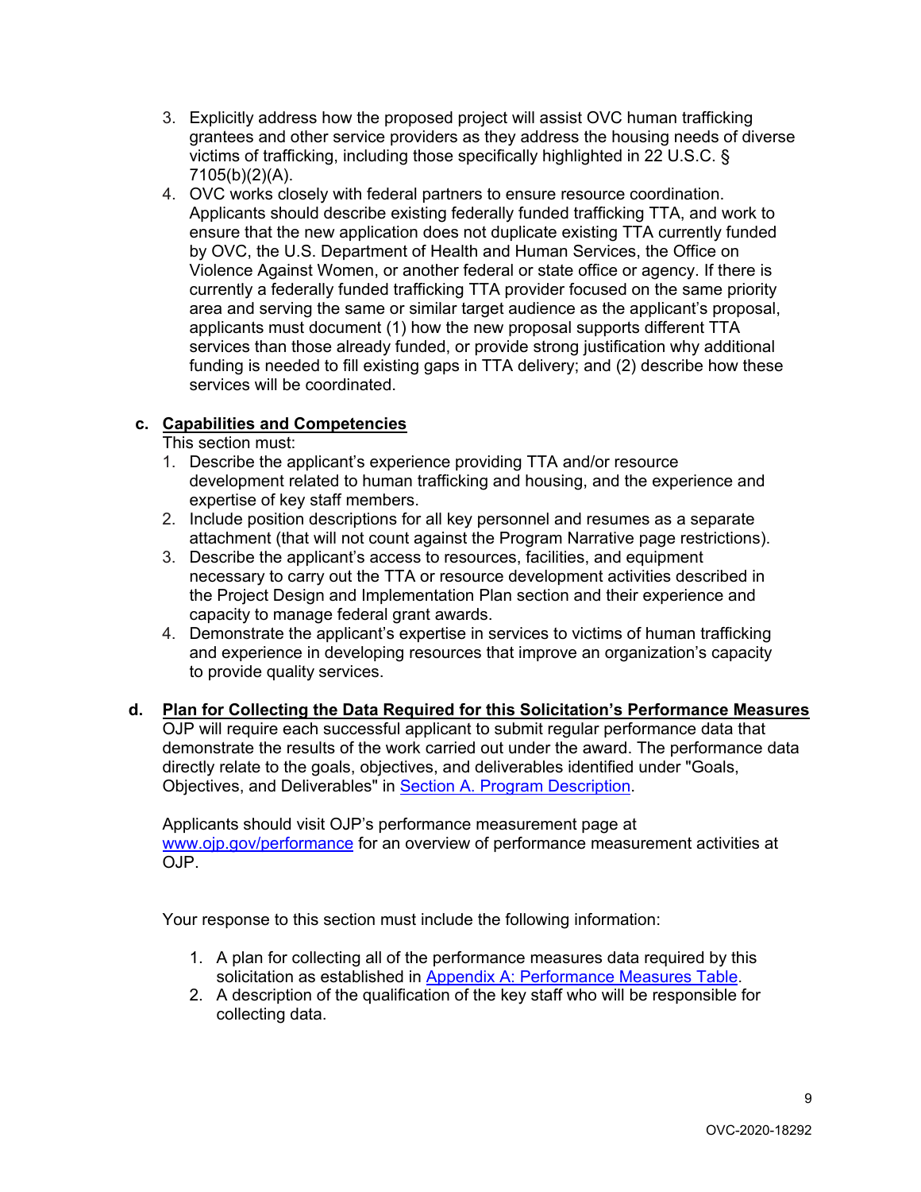3. Explicitly address how the proposed project will assist OVC human trafficking grantees and other service providers as they address the housing needs of diverse victims of trafficking, including those specifically highlighted in 22 U.S.C. § 7105(b)(2)(A).
4. OVC works closely with federal partners to ensure resource coordination. Applicants should describe existing federally funded trafficking TTA, and work to ensure that the new application does not duplicate existing TTA currently funded by OVC, the U.S. Department of Health and Human Services, the Office on Violence Against Women, or another federal or state office or agency. If there is currently a federally funded trafficking TTA provider focused on the same priority area and serving the same or similar target audience as the applicant's proposal, applicants must document (1) how the new proposal supports different TTA services than those already funded, or provide strong justification why additional funding is needed to fill existing gaps in TTA delivery; and (2) describe how these services will be coordinated.

**c. <u>Capabilities and Competencies</u>**

This section must:

1. Describe the applicant's experience providing TTA and/or resource development related to human trafficking and housing, and the experience and expertise of key staff members.
2. Include position descriptions for all key personnel and resumes as a separate attachment (that will not count against the Program Narrative page restrictions).
3. Describe the applicant's access to resources, facilities, and equipment necessary to carry out the TTA or resource development activities described in the Project Design and Implementation Plan section and their experience and capacity to manage federal grant awards.
4. Demonstrate the applicant's expertise in services to victims of human trafficking and experience in developing resources that improve an organization's capacity to provide quality services.

**d. <u>Plan for Collecting the Data Required for this Solicitation's Performance Measures</u>**

OJP will require each successful applicant to submit regular performance data that demonstrate the results of the work carried out under the award. The performance data directly relate to the goals, objectives, and deliverables identified under "Goals, Objectives, and Deliverables" in [Section A. Program Description](#).

Applicants should visit OJP's performance measurement page at [www.ojp.gov/performance](www.ojp.gov/performance) for an overview of performance measurement activities at OJP.

Your response to this section must include the following information:

1. A plan for collecting all of the performance measures data required by this solicitation as established in [Appendix A: Performance Measures Table](#).
2. A description of the qualification of the key staff who will be responsible for collecting data.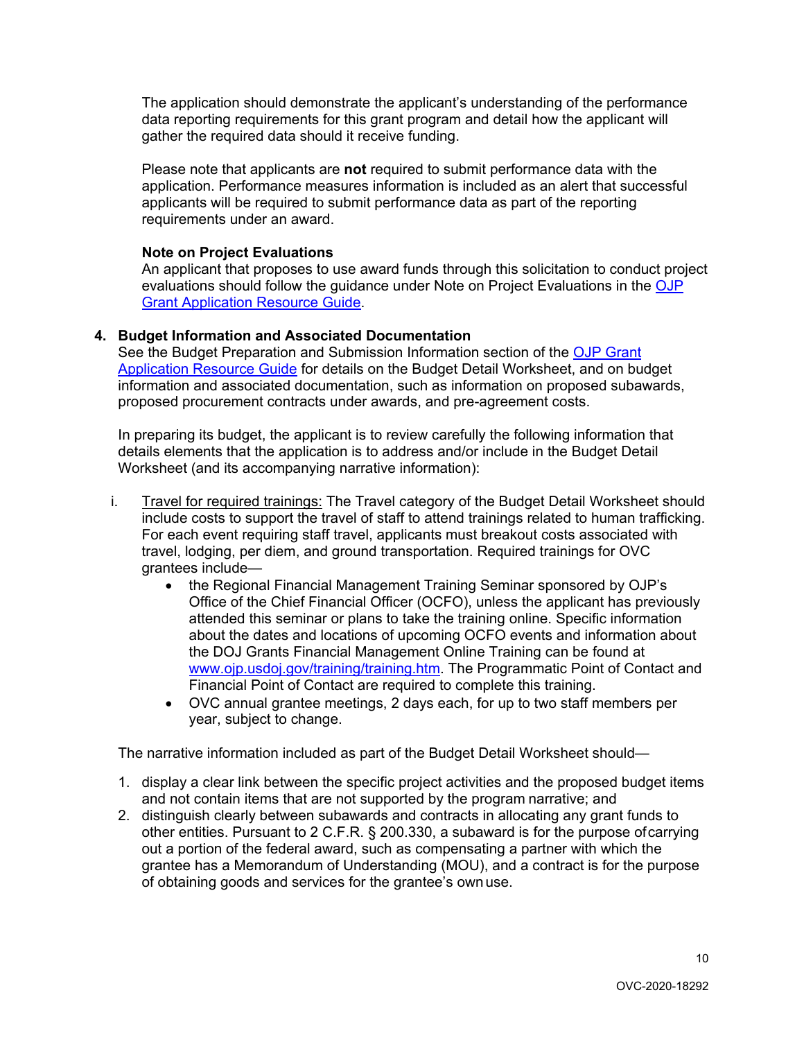The application should demonstrate the applicant's understanding of the performance data reporting requirements for this grant program and detail how the applicant will gather the required data should it receive funding.

Please note that applicants are **not** required to submit performance data with the application. Performance measures information is included as an alert that successful applicants will be required to submit performance data as part of the reporting requirements under an award.

**Note on Project Evaluations**
An applicant that proposes to use award funds through this solicitation to conduct project evaluations should follow the guidance under Note on Project Evaluations in the [OJP Grant Application Resource Guide](#).

4. **Budget Information and Associated Documentation**
See the Budget Preparation and Submission Information section of the [OJP Grant Application Resource Guide](#) for details on the Budget Detail Worksheet, and on budget information and associated documentation, such as information on proposed subawards, proposed procurement contracts under awards, and pre-agreement costs.

In preparing its budget, the applicant is to review carefully the following information that details elements that the application is to address and/or include in the Budget Detail Worksheet (and its accompanying narrative information):

i. Travel for required trainings: The Travel category of the Budget Detail Worksheet should include costs to support the travel of staff to attend trainings related to human trafficking. For each event requiring staff travel, applicants must breakout costs associated with travel, lodging, per diem, and ground transportation. Required trainings for OVC grantees include—
   - the Regional Financial Management Training Seminar sponsored by OJP's Office of the Chief Financial Officer (OCFO), unless the applicant has previously attended this seminar or plans to take the training online. Specific information about the dates and locations of upcoming OCFO events and information about the DOJ Grants Financial Management Online Training can be found at [www.ojp.usdoj.gov/training/training.htm](www.ojp.usdoj.gov/training/training.htm). The Programmatic Point of Contact and Financial Point of Contact are required to complete this training.
   - OVC annual grantee meetings, 2 days each, for up to two staff members per year, subject to change.

The narrative information included as part of the Budget Detail Worksheet should—

1. display a clear link between the specific project activities and the proposed budget items and not contain items that are not supported by the program narrative; and
2. distinguish clearly between subawards and contracts in allocating any grant funds to other entities. Pursuant to 2 C.F.R. § 200.330, a subaward is for the purpose of carrying out a portion of the federal award, such as compensating a partner with which the grantee has a Memorandum of Understanding (MOU), and a contract is for the purpose of obtaining goods and services for the grantee's own use.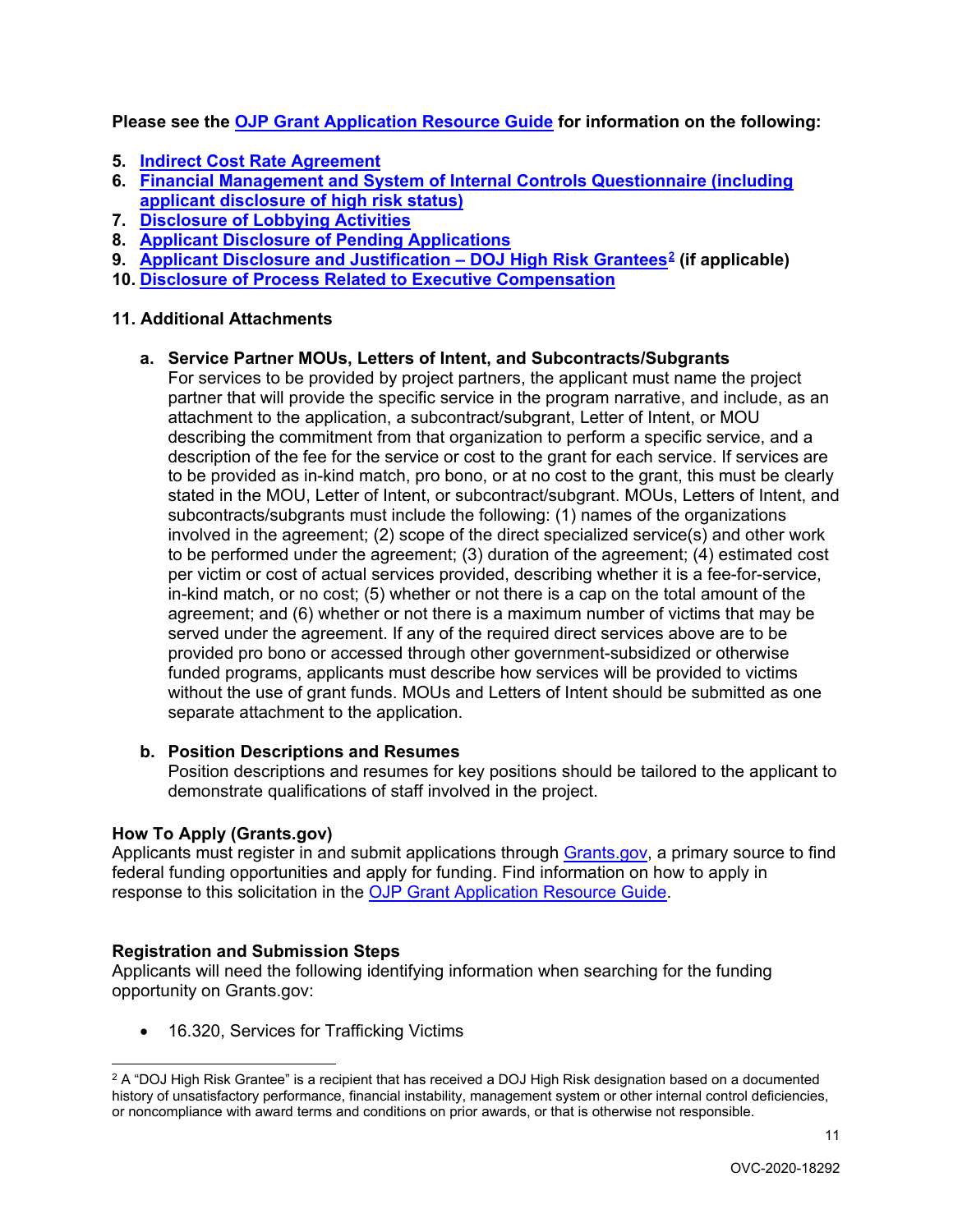**Please see the OJP Grant Application Resource Guide for information on the following:**

5. **Indirect Cost Rate Agreement**
6. **Financial Management and System of Internal Controls Questionnaire (including applicant disclosure of high risk status)**
7. **Disclosure of Lobbying Activities**
8. **Applicant Disclosure of Pending Applications**
9. **Applicant Disclosure and Justification – DOJ High Risk Grantees[2] (if applicable)**
10. **Disclosure of Process Related to Executive Compensation**

**11. Additional Attachments**

**a. Service Partner MOUs, Letters of Intent, and Subcontracts/Subgrants**

For services to be provided by project partners, the applicant must name the project partner that will provide the specific service in the program narrative, and include, as an attachment to the application, a subcontract/subgrant, Letter of Intent, or MOU describing the commitment from that organization to perform a specific service, and a description of the fee for the service or cost to the grant for each service. If services are to be provided as in-kind match, pro bono, or at no cost to the grant, this must be clearly stated in the MOU, Letter of Intent, or subcontract/subgrant. MOUs, Letters of Intent, and subcontracts/subgrants must include the following: (1) names of the organizations involved in the agreement; (2) scope of the direct specialized service(s) and other work to be performed under the agreement; (3) duration of the agreement; (4) estimated cost per victim or cost of actual services provided, describing whether it is a fee-for-service, in-kind match, or no cost; (5) whether or not there is a cap on the total amount of the agreement; and (6) whether or not there is a maximum number of victims that may be served under the agreement. If any of the required direct services above are to be provided pro bono or accessed through other government-subsidized or otherwise funded programs, applicants must describe how services will be provided to victims without the use of grant funds. MOUs and Letters of Intent should be submitted as one separate attachment to the application.

**b. Position Descriptions and Resumes**

Position descriptions and resumes for key positions should be tailored to the applicant to demonstrate qualifications of staff involved in the project.

**How To Apply (Grants.gov)**

Applicants must register in and submit applications through Grants.gov, a primary source to find federal funding opportunities and apply for funding. Find information on how to apply in response to this solicitation in the OJP Grant Application Resource Guide.

**Registration and Submission Steps**

Applicants will need the following identifying information when searching for the funding opportunity on Grants.gov:

- 16.320, Services for Trafficking Victims

[2] A "DOJ High Risk Grantee" is a recipient that has received a DOJ High Risk designation based on a documented history of unsatisfactory performance, financial instability, management system or other internal control deficiencies, or noncompliance with award terms and conditions on prior awards, or that is otherwise not responsible.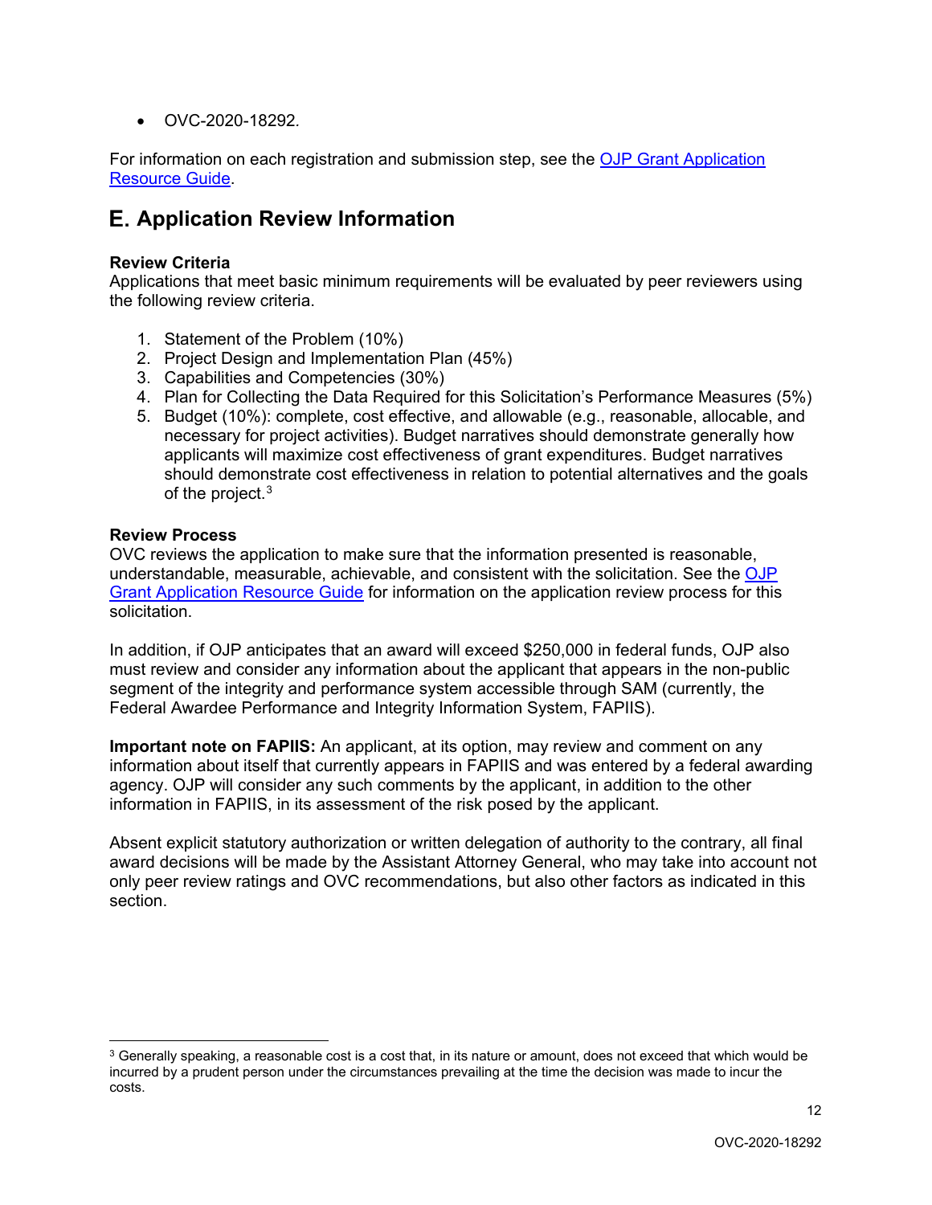- OVC-2020-18292.

For information on each registration and submission step, see the OJP Grant Application Resource Guide.

## E. Application Review Information

**Review Criteria**
Applications that meet basic minimum requirements will be evaluated by peer reviewers using the following review criteria.

1. Statement of the Problem (10%)
2. Project Design and Implementation Plan (45%)
3. Capabilities and Competencies (30%)
4. Plan for Collecting the Data Required for this Solicitation's Performance Measures (5%)
5. Budget (10%): complete, cost effective, and allowable (e.g., reasonable, allocable, and necessary for project activities). Budget narratives should demonstrate generally how applicants will maximize cost effectiveness of grant expenditures. Budget narratives should demonstrate cost effectiveness in relation to potential alternatives and the goals of the project.[3]

**Review Process**
OVC reviews the application to make sure that the information presented is reasonable, understandable, measurable, achievable, and consistent with the solicitation. See the OJP Grant Application Resource Guide for information on the application review process for this solicitation.

In addition, if OJP anticipates that an award will exceed $250,000 in federal funds, OJP also must review and consider any information about the applicant that appears in the non-public segment of the integrity and performance system accessible through SAM (currently, the Federal Awardee Performance and Integrity Information System, FAPIIS).

**Important note on FAPIIS:** An applicant, at its option, may review and comment on any information about itself that currently appears in FAPIIS and was entered by a federal awarding agency. OJP will consider any such comments by the applicant, in addition to the other information in FAPIIS, in its assessment of the risk posed by the applicant.

Absent explicit statutory authorization or written delegation of authority to the contrary, all final award decisions will be made by the Assistant Attorney General, who may take into account not only peer review ratings and OVC recommendations, but also other factors as indicated in this section.

[3] Generally speaking, a reasonable cost is a cost that, in its nature or amount, does not exceed that which would be incurred by a prudent person under the circumstances prevailing at the time the decision was made to incur the costs.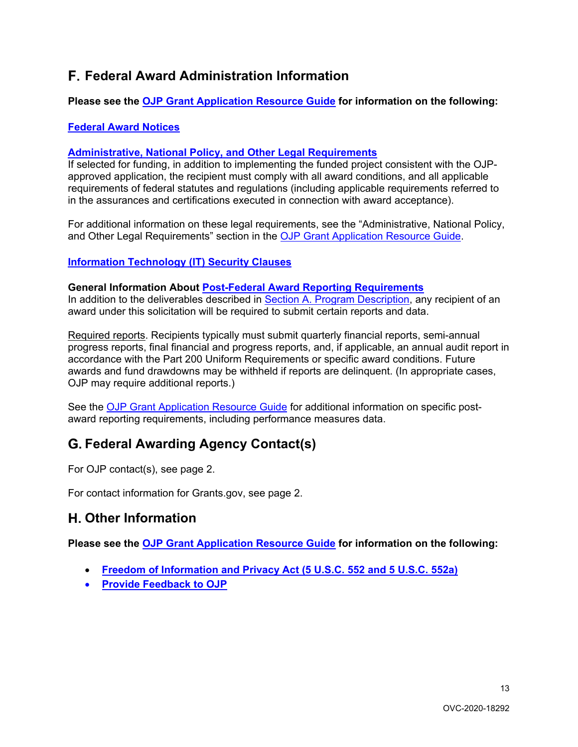## F. Federal Award Administration Information

**Please see the OJP Grant Application Resource Guide for information on the following:**

**Federal Award Notices**

**Administrative, National Policy, and Other Legal Requirements**

If selected for funding, in addition to implementing the funded project consistent with the OJP-approved application, the recipient must comply with all award conditions, and all applicable requirements of federal statutes and regulations (including applicable requirements referred to in the assurances and certifications executed in connection with award acceptance).

For additional information on these legal requirements, see the "Administrative, National Policy, and Other Legal Requirements" section in the OJP Grant Application Resource Guide.

**Information Technology (IT) Security Clauses**

**General Information About Post-Federal Award Reporting Requirements**

In addition to the deliverables described in Section A. Program Description, any recipient of an award under this solicitation will be required to submit certain reports and data.

Required reports. Recipients typically must submit quarterly financial reports, semi-annual progress reports, final financial and progress reports, and, if applicable, an annual audit report in accordance with the Part 200 Uniform Requirements or specific award conditions. Future awards and fund drawdowns may be withheld if reports are delinquent. (In appropriate cases, OJP may require additional reports.)

See the OJP Grant Application Resource Guide for additional information on specific post-award reporting requirements, including performance measures data.

## G. Federal Awarding Agency Contact(s)

For OJP contact(s), see page 2.

For contact information for Grants.gov, see page 2.

## H. Other Information

**Please see the OJP Grant Application Resource Guide for information on the following:**

- **Freedom of Information and Privacy Act (5 U.S.C. 552 and 5 U.S.C. 552a)**
- **Provide Feedback to OJP**

OVC-2020-18292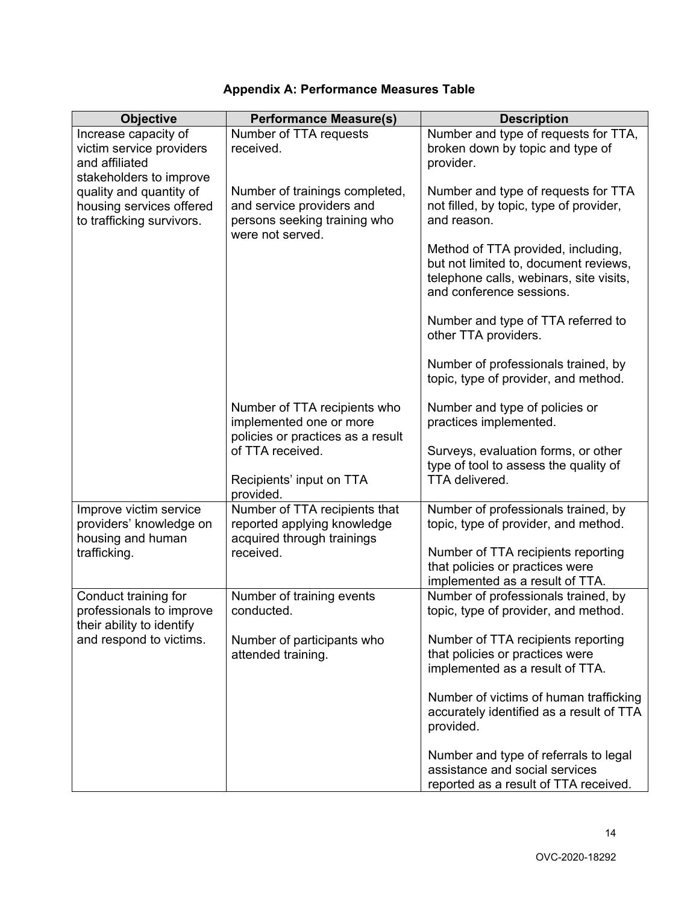## Appendix A: Performance Measures Table

| Objective | Performance Measure(s) | Description |
|---|---|---|
| Increase capacity of victim service providers and affiliated stakeholders to improve quality and quantity of housing services offered to trafficking survivors. | Number of TTA requests received.<br><br>Number of trainings completed, and service providers and persons seeking training who were not served.<br><br>Number of TTA recipients who implemented one or more policies or practices as a result of TTA received.<br><br>Recipients' input on TTA provided. | Number and type of requests for TTA, broken down by topic and type of provider.<br><br>Number and type of requests for TTA not filled, by topic, type of provider, and reason.<br><br>Method of TTA provided, including, but not limited to, document reviews, telephone calls, webinars, site visits, and conference sessions.<br><br>Number and type of TTA referred to other TTA providers.<br><br>Number of professionals trained, by topic, type of provider, and method.<br><br>Number and type of policies or practices implemented.<br><br>Surveys, evaluation forms, or other type of tool to assess the quality of TTA delivered. |
| Improve victim service providers' knowledge on housing and human trafficking. | Number of TTA recipients that reported applying knowledge acquired through trainings received. | Number of professionals trained, by topic, type of provider, and method.<br><br>Number of TTA recipients reporting that policies or practices were implemented as a result of TTA. |
| Conduct training for professionals to improve their ability to identify and respond to victims. | Number of training events conducted.<br><br>Number of participants who attended training. | Number of professionals trained, by topic, type of provider, and method.<br><br>Number of TTA recipients reporting that policies or practices were implemented as a result of TTA.<br><br>Number of victims of human trafficking accurately identified as a result of TTA provided.<br><br>Number and type of referrals to legal assistance and social services reported as a result of TTA received. |

OVC-2020-18292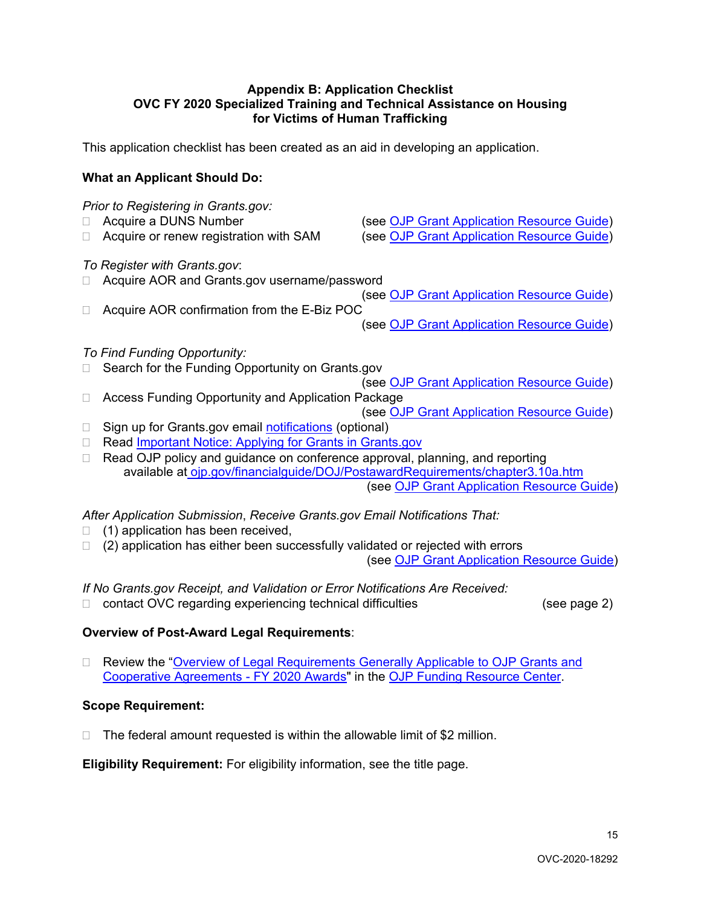**Appendix B: Application Checklist**
**OVC FY 2020 Specialized Training and Technical Assistance on Housing for Victims of Human Trafficking**

This application checklist has been created as an aid in developing an application.

**What an Applicant Should Do:**

*Prior to Registering in Grants.gov:*

- ☐ Acquire a DUNS Number (see OJP Grant Application Resource Guide)
- ☐ Acquire or renew registration with SAM (see OJP Grant Application Resource Guide)

*To Register with Grants.gov*:

- ☐ Acquire AOR and Grants.gov username/password (see OJP Grant Application Resource Guide)
- ☐ Acquire AOR confirmation from the E-Biz POC (see OJP Grant Application Resource Guide)

*To Find Funding Opportunity:*

- ☐ Search for the Funding Opportunity on Grants.gov (see OJP Grant Application Resource Guide)
- ☐ Access Funding Opportunity and Application Package (see OJP Grant Application Resource Guide)
- ☐ Sign up for Grants.gov email notifications (optional)
- ☐ Read Important Notice: Applying for Grants in Grants.gov
- ☐ Read OJP policy and guidance on conference approval, planning, and reporting available at ojp.gov/financialguide/DOJ/PostawardRequirements/chapter3.10a.htm (see OJP Grant Application Resource Guide)

*After Application Submission*, *Receive Grants.gov Email Notifications That:*

- ☐ (1) application has been received,
- ☐ (2) application has either been successfully validated or rejected with errors (see OJP Grant Application Resource Guide)

*If No Grants.gov Receipt, and Validation or Error Notifications Are Received:*

- ☐ contact OVC regarding experiencing technical difficulties (see page 2)

**Overview of Post-Award Legal Requirements**:

- ☐ Review the "Overview of Legal Requirements Generally Applicable to OJP Grants and Cooperative Agreements - FY 2020 Awards" in the OJP Funding Resource Center.

**Scope Requirement:**

- ☐ The federal amount requested is within the allowable limit of $2 million.

**Eligibility Requirement:** For eligibility information, see the title page.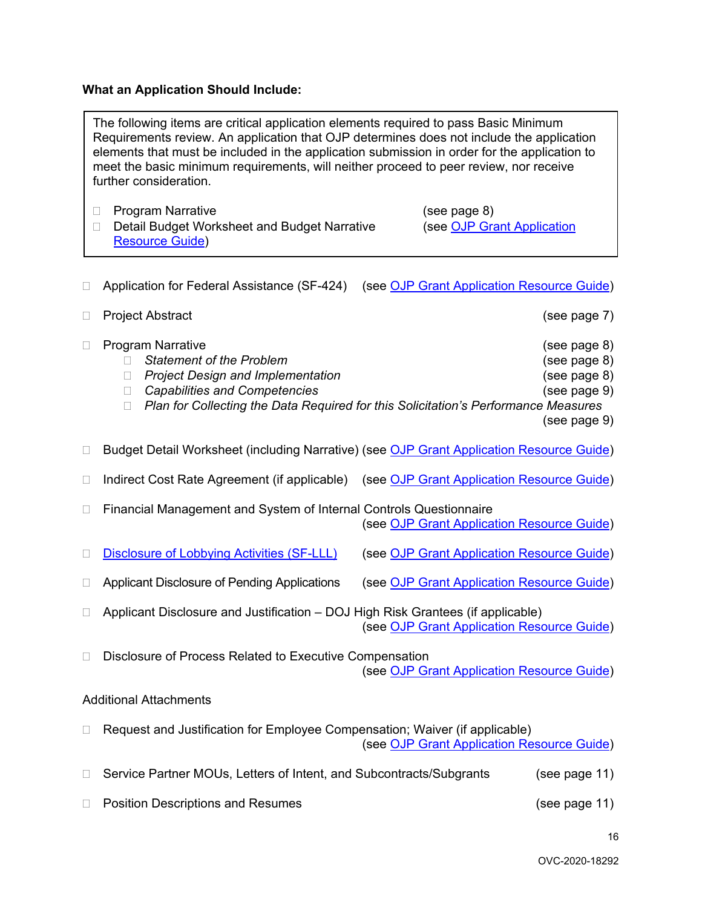**What an Application Should Include:**

> The following items are critical application elements required to pass Basic Minimum Requirements review. An application that OJP determines does not include the application elements that must be included in the application submission in order for the application to meet the basic minimum requirements, will neither proceed to peer review, nor receive further consideration.
>
> - Program Narrative (see page 8)
> - Detail Budget Worksheet and Budget Narrative (see OJP Grant Application Resource Guide)

- Application for Federal Assistance (SF-424) (see OJP Grant Application Resource Guide)
- Project Abstract (see page 7)
- Program Narrative (see page 8)
  - *Statement of the Problem* (see page 8)
  - *Project Design and Implementation* (see page 8)
  - *Capabilities and Competencies* (see page 9)
  - *Plan for Collecting the Data Required for this Solicitation's Performance Measures* (see page 9)
- Budget Detail Worksheet (including Narrative) (see OJP Grant Application Resource Guide)
- Indirect Cost Rate Agreement (if applicable) (see OJP Grant Application Resource Guide)
- Financial Management and System of Internal Controls Questionnaire (see OJP Grant Application Resource Guide)
- Disclosure of Lobbying Activities (SF-LLL) (see OJP Grant Application Resource Guide)
- Applicant Disclosure of Pending Applications (see OJP Grant Application Resource Guide)
- Applicant Disclosure and Justification – DOJ High Risk Grantees (if applicable) (see OJP Grant Application Resource Guide)
- Disclosure of Process Related to Executive Compensation (see OJP Grant Application Resource Guide)

Additional Attachments

- Request and Justification for Employee Compensation; Waiver (if applicable) (see OJP Grant Application Resource Guide)
- Service Partner MOUs, Letters of Intent, and Subcontracts/Subgrants (see page 11)
- Position Descriptions and Resumes (see page 11)

OVC-2020-18292